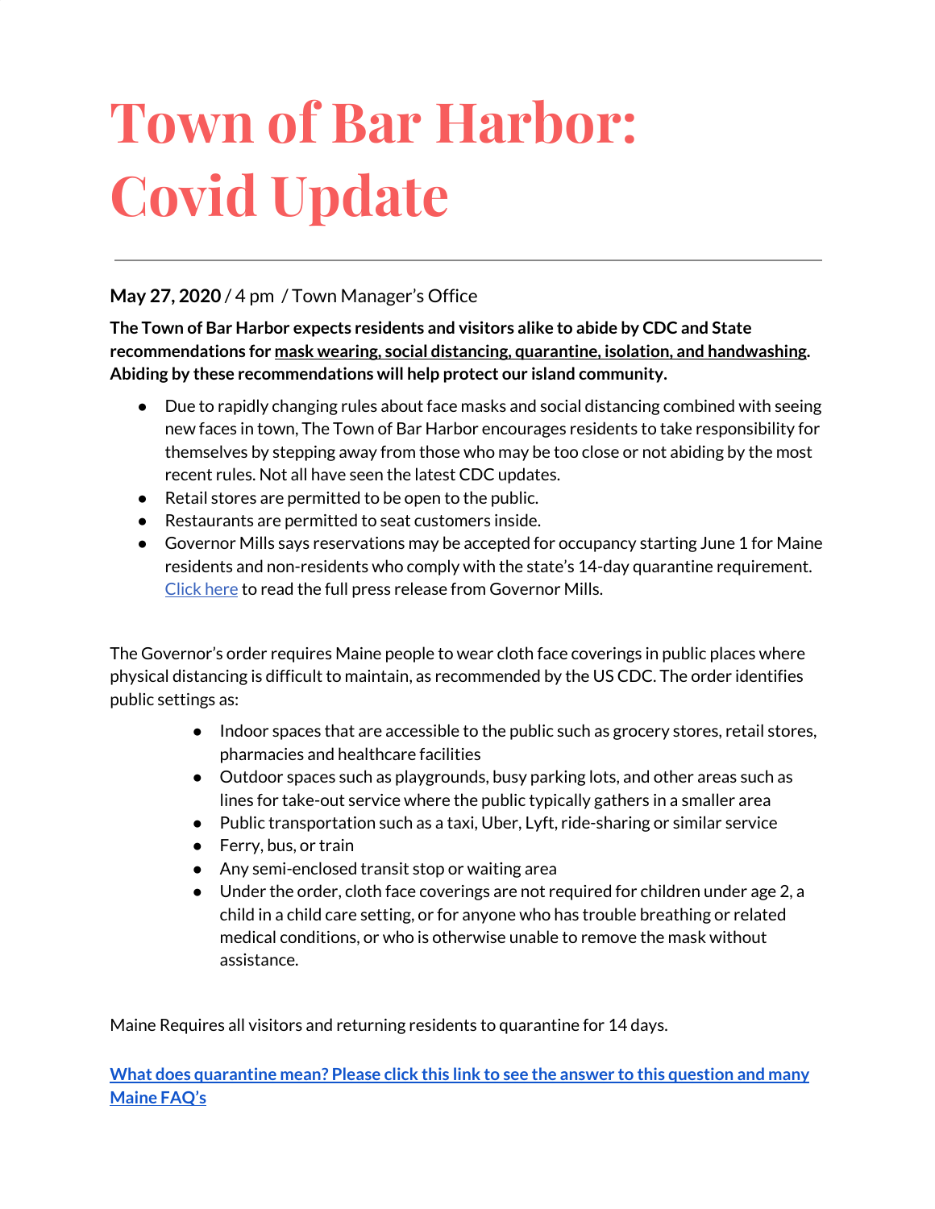# Town of Bar Harbor: Covid Update

---

**May 27, 2020** / 4 pm / Town Manager's Office

**The Town of Bar Harbor expects residents and visitors alike to abide by CDC and State recommendations for mask wearing, social distancing, quarantine, isolation, and handwashing. Abiding by these recommendations will help protect our island community.**

- Due to rapidly changing rules about face masks and social distancing combined with seeing new faces in town, The Town of Bar Harbor encourages residents to take responsibility for themselves by stepping away from those who may be too close or not abiding by the most recent rules. Not all have seen the latest CDC updates.
- Retail stores are permitted to be open to the public.
- Restaurants are permitted to seat customers inside.
- Governor Mills says reservations may be accepted for occupancy starting June 1 for Maine residents and non-residents who comply with the state's 14-day quarantine requirement. Click here to read the full press release from Governor Mills.

The Governor's order requires Maine people to wear cloth face coverings in public places where physical distancing is difficult to maintain, as recommended by the US CDC. The order identifies public settings as:

- Indoor spaces that are accessible to the public such as grocery stores, retail stores, pharmacies and healthcare facilities
- Outdoor spaces such as playgrounds, busy parking lots, and other areas such as lines for take-out service where the public typically gathers in a smaller area
- Public transportation such as a taxi, Uber, Lyft, ride-sharing or similar service
- Ferry, bus, or train
- Any semi-enclosed transit stop or waiting area
- Under the order, cloth face coverings are not required for children under age 2, a child in a child care setting, or for anyone who has trouble breathing or related medical conditions, or who is otherwise unable to remove the mask without assistance.

Maine Requires all visitors and returning residents to quarantine for 14 days.

**What does quarantine mean? Please click this link to see the answer to this question and many Maine FAQ's**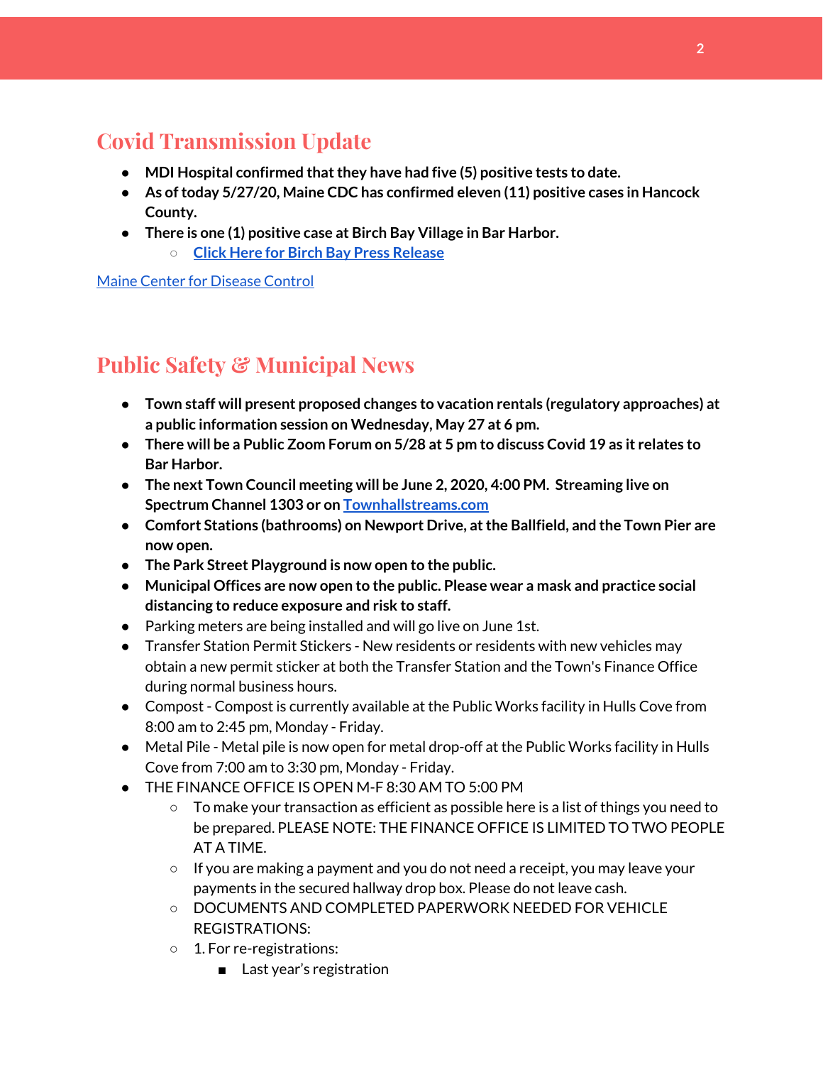## Covid Transmission Update

- **MDI Hospital confirmed that they have had five (5) positive tests to date.**
- **As of today 5/27/20, Maine CDC has confirmed eleven (11) positive cases in Hancock County.**
- **There is one (1) positive case at Birch Bay Village in Bar Harbor.**
  - **[Click Here for Birch Bay Press Release]()**

[Maine Center for Disease Control]()

## Public Safety & Municipal News

- **Town staff will present proposed changes to vacation rentals (regulatory approaches) at a public information session on Wednesday, May 27 at 6 pm.**
- **There will be a Public Zoom Forum on 5/28 at 5 pm to discuss Covid 19 as it relates to Bar Harbor.**
- **The next Town Council meeting will be June 2, 2020, 4:00 PM. Streaming live on Spectrum Channel 1303 or on [Townhallstreams.com]()**
- **Comfort Stations (bathrooms) on Newport Drive, at the Ballfield, and the Town Pier are now open.**
- **The Park Street Playground is now open to the public.**
- **Municipal Offices are now open to the public. Please wear a mask and practice social distancing to reduce exposure and risk to staff.**
- Parking meters are being installed and will go live on June 1st.
- Transfer Station Permit Stickers - New residents or residents with new vehicles may obtain a new permit sticker at both the Transfer Station and the Town's Finance Office during normal business hours.
- Compost - Compost is currently available at the Public Works facility in Hulls Cove from 8:00 am to 2:45 pm, Monday - Friday.
- Metal Pile - Metal pile is now open for metal drop-off at the Public Works facility in Hulls Cove from 7:00 am to 3:30 pm, Monday - Friday.
- THE FINANCE OFFICE IS OPEN M-F 8:30 AM TO 5:00 PM
  - To make your transaction as efficient as possible here is a list of things you need to be prepared. PLEASE NOTE: THE FINANCE OFFICE IS LIMITED TO TWO PEOPLE AT A TIME.
  - If you are making a payment and you do not need a receipt, you may leave your payments in the secured hallway drop box. Please do not leave cash.
  - DOCUMENTS AND COMPLETED PAPERWORK NEEDED FOR VEHICLE REGISTRATIONS:
  - 1. For re-registrations:
    - Last year's registration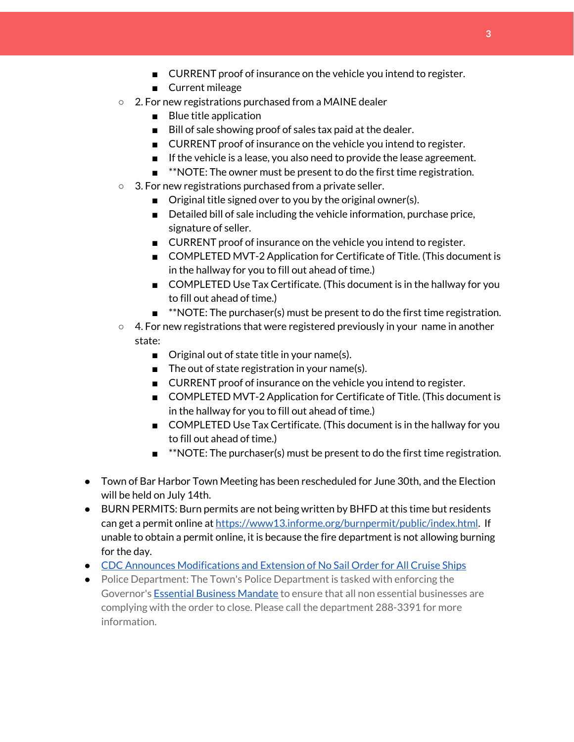- CURRENT proof of insurance on the vehicle you intend to register.
        - Current mileage
    - 2. For new registrations purchased from a MAINE dealer
        - Blue title application
        - Bill of sale showing proof of sales tax paid at the dealer.
        - CURRENT proof of insurance on the vehicle you intend to register.
        - If the vehicle is a lease, you also need to provide the lease agreement.
        - **NOTE: The owner must be present to do the first time registration.
    - 3. For new registrations purchased from a private seller.
        - Original title signed over to you by the original owner(s).
        - Detailed bill of sale including the vehicle information, purchase price, signature of seller.
        - CURRENT proof of insurance on the vehicle you intend to register.
        - COMPLETED MVT-2 Application for Certificate of Title. (This document is in the hallway for you to fill out ahead of time.)
        - COMPLETED Use Tax Certificate. (This document is in the hallway for you to fill out ahead of time.)
        - **NOTE: The purchaser(s) must be present to do the first time registration.
    - 4. For new registrations that were registered previously in your name in another state:
        - Original out of state title in your name(s).
        - The out of state registration in your name(s).
        - CURRENT proof of insurance on the vehicle you intend to register.
        - COMPLETED MVT-2 Application for Certificate of Title. (This document is in the hallway for you to fill out ahead of time.)
        - COMPLETED Use Tax Certificate. (This document is in the hallway for you to fill out ahead of time.)
        - **NOTE: The purchaser(s) must be present to do the first time registration.

- Town of Bar Harbor Town Meeting has been rescheduled for June 30th, and the Election will be held on July 14th.
- BURN PERMITS: Burn permits are not being written by BHFD at this time but residents can get a permit online at https://www13.informe.org/burnpermit/public/index.html. If unable to obtain a permit online, it is because the fire department is not allowing burning for the day.
- CDC Announces Modifications and Extension of No Sail Order for All Cruise Ships
- Police Department: The Town's Police Department is tasked with enforcing the Governor's Essential Business Mandate to ensure that all non essential businesses are complying with the order to close. Please call the department 288-3391 for more information.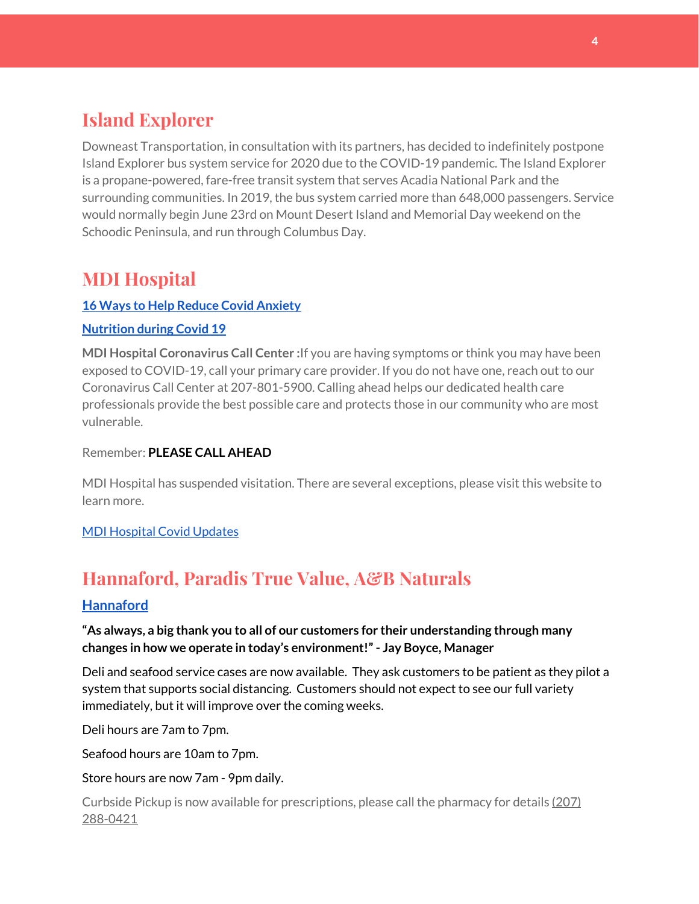## Island Explorer

Downeast Transportation, in consultation with its partners, has decided to indefinitely postpone Island Explorer bus system service for 2020 due to the COVID-19 pandemic. The Island Explorer is a propane-powered, fare-free transit system that serves Acadia National Park and the surrounding communities. In 2019, the bus system carried more than 648,000 passengers. Service would normally begin June 23rd on Mount Desert Island and Memorial Day weekend on the Schoodic Peninsula, and run through Columbus Day.

## MDI Hospital

**16 Ways to Help Reduce Covid Anxiety**

**Nutrition during Covid 19**

**MDI Hospital Coronavirus Call Center :** If you are having symptoms or think you may have been exposed to COVID-19, call your primary care provider. If you do not have one, reach out to our Coronavirus Call Center at 207-801-5900. Calling ahead helps our dedicated health care professionals provide the best possible care and protects those in our community who are most vulnerable.

Remember: **PLEASE CALL AHEAD**

MDI Hospital has suspended visitation. There are several exceptions, please visit this website to learn more.

MDI Hospital Covid Updates

## Hannaford, Paradis True Value, A&B Naturals

### Hannaford

**"As always, a big thank you to all of our customers for their understanding through many changes in how we operate in today's environment!" - Jay Boyce, Manager**

Deli and seafood service cases are now available. They ask customers to be patient as they pilot a system that supports social distancing. Customers should not expect to see our full variety immediately, but it will improve over the coming weeks.

Deli hours are 7am to 7pm.

Seafood hours are 10am to 7pm.

Store hours are now 7am - 9pm daily.

Curbside Pickup is now available for prescriptions, please call the pharmacy for details (207) 288-0421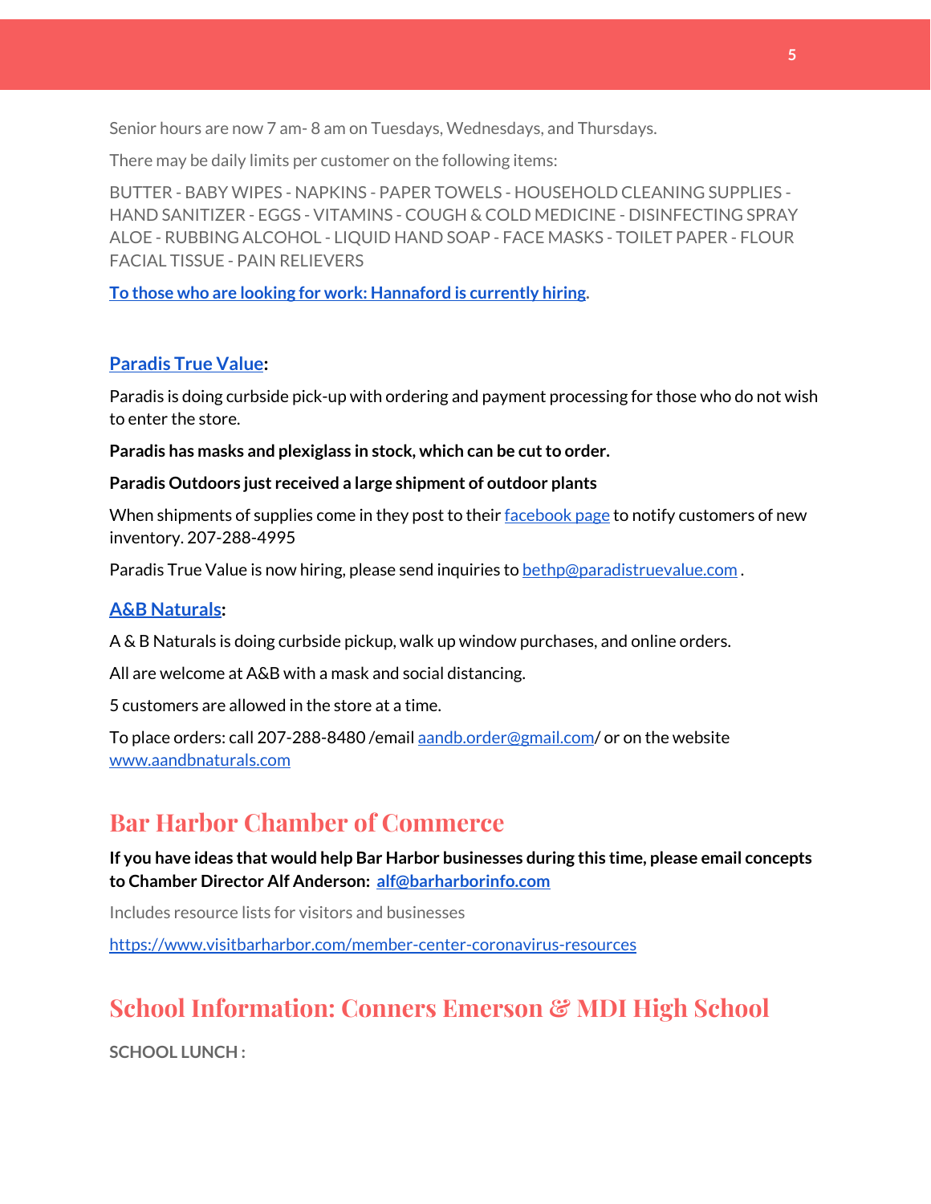Senior hours are now 7 am- 8 am on Tuesdays, Wednesdays, and Thursdays.

There may be daily limits per customer on the following items:

BUTTER - BABY WIPES - NAPKINS - PAPER TOWELS - HOUSEHOLD CLEANING SUPPLIES - HAND SANITIZER - EGGS - VITAMINS - COUGH & COLD MEDICINE - DISINFECTING SPRAY ALOE - RUBBING ALCOHOL - LIQUID HAND SOAP - FACE MASKS - TOILET PAPER - FLOUR FACIAL TISSUE - PAIN RELIEVERS

**To those who are looking for work: Hannaford is currently hiring.**

**Paradis True Value:**

Paradis is doing curbside pick-up with ordering and payment processing for those who do not wish to enter the store.

**Paradis has masks and plexiglass in stock, which can be cut to order.**

**Paradis Outdoors just received a large shipment of outdoor plants**

When shipments of supplies come in they post to their facebook page to notify customers of new inventory. 207-288-4995

Paradis True Value is now hiring, please send inquiries to bethp@paradistruevalue.com .

**A&B Naturals:**

A & B Naturals is doing curbside pickup, walk up window purchases, and online orders.

All are welcome at A&B with a mask and social distancing.

5 customers are allowed in the store at a time.

To place orders: call 207-288-8480 /email aandb.order@gmail.com/ or on the website www.aandbnaturals.com

## Bar Harbor Chamber of Commerce

**If you have ideas that would help Bar Harbor businesses during this time, please email concepts to Chamber Director Alf Anderson: alf@barharborinfo.com**

Includes resource lists for visitors and businesses

https://www.visitbarharbor.com/member-center-coronavirus-resources

## School Information: Conners Emerson & MDI High School

**SCHOOL LUNCH :**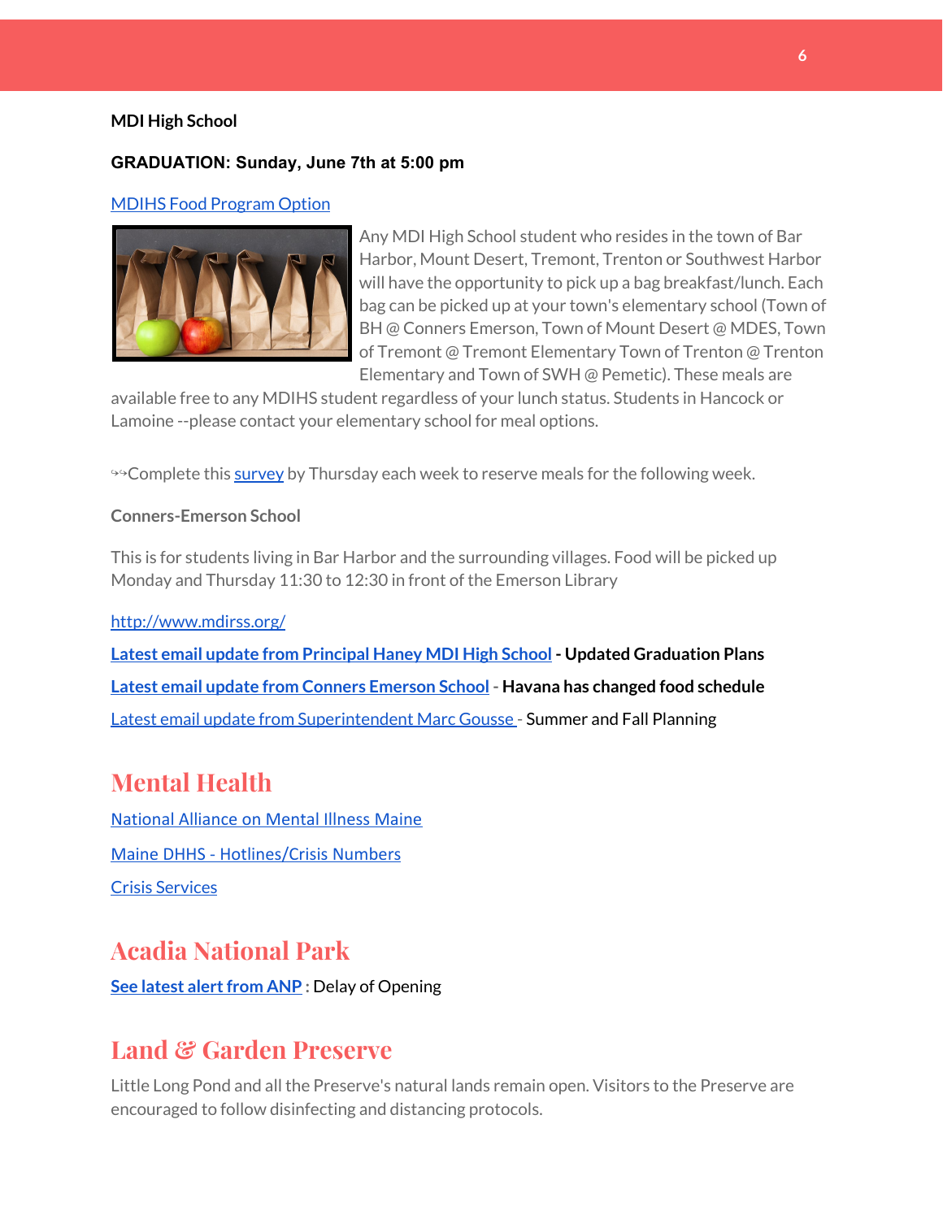**MDI High School**

**GRADUATION: Sunday, June 7th at 5:00 pm**

MDIHS Food Program Option

Any MDI High School student who resides in the town of Bar Harbor, Mount Desert, Tremont, Trenton or Southwest Harbor will have the opportunity to pick up a bag breakfast/lunch. Each bag can be picked up at your town's elementary school (Town of BH @ Conners Emerson, Town of Mount Desert @ MDES, Town of Tremont @ Tremont Elementary Town of Trenton @ Trenton Elementary and Town of SWH @ Pemetic). These meals are available free to any MDIHS student regardless of your lunch status. Students in Hancock or Lamoine --please contact your elementary school for meal options.

↬Complete this survey by Thursday each week to reserve meals for the following week.

**Conners-Emerson School**

This is for students living in Bar Harbor and the surrounding villages. Food will be picked up Monday and Thursday 11:30 to 12:30 in front of the Emerson Library

http://www.mdirss.org/

**Latest email update from Principal Haney MDI High School - Updated Graduation Plans**

**Latest email update from Conners Emerson School - Havana has changed food schedule**

Latest email update from Superintendent Marc Gousse - Summer and Fall Planning

## Mental Health

National Alliance on Mental Illness Maine

Maine DHHS - Hotlines/Crisis Numbers

Crisis Services

## Acadia National Park

**See latest alert from ANP :** Delay of Opening

## Land & Garden Preserve

Little Long Pond and all the Preserve's natural lands remain open. Visitors to the Preserve are encouraged to follow disinfecting and distancing protocols.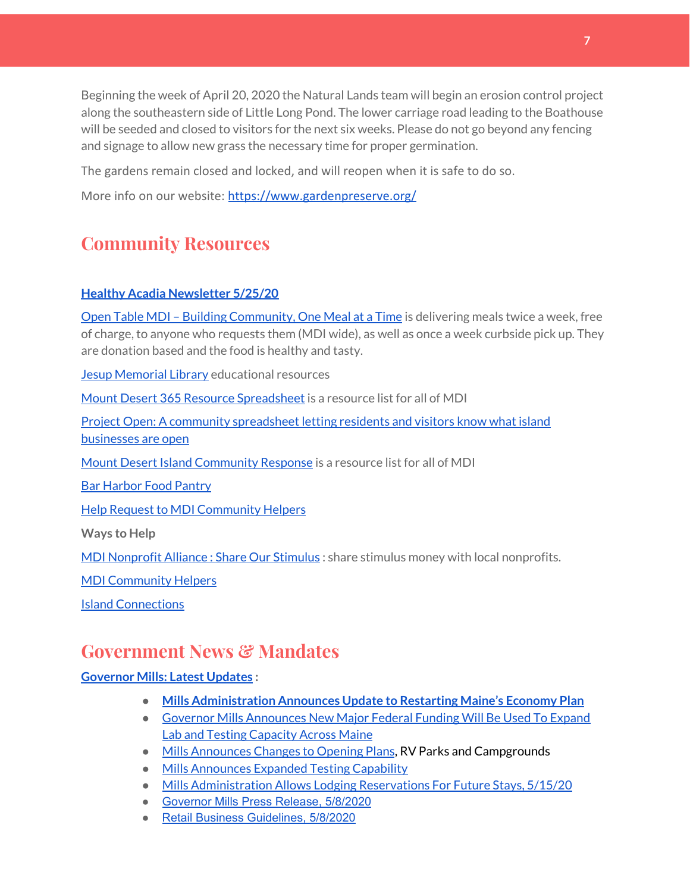Beginning the week of April 20, 2020 the Natural Lands team will begin an erosion control project along the southeastern side of Little Long Pond. The lower carriage road leading to the Boathouse will be seeded and closed to visitors for the next six weeks. Please do not go beyond any fencing and signage to allow new grass the necessary time for proper germination.

The gardens remain closed and locked, and will reopen when it is safe to do so.

More info on our website: https://www.gardenpreserve.org/

## Community Resources

**Healthy Acadia Newsletter 5/25/20**

Open Table MDI – Building Community, One Meal at a Time is delivering meals twice a week, free of charge, to anyone who requests them (MDI wide), as well as once a week curbside pick up. They are donation based and the food is healthy and tasty.

Jesup Memorial Library educational resources

Mount Desert 365 Resource Spreadsheet is a resource list for all of MDI

Project Open: A community spreadsheet letting residents and visitors know what island businesses are open

Mount Desert Island Community Response is a resource list for all of MDI

Bar Harbor Food Pantry

Help Request to MDI Community Helpers

**Ways to Help**

MDI Nonprofit Alliance : Share Our Stimulus : share stimulus money with local nonprofits.

MDI Community Helpers

Island Connections

## Government News & Mandates

**Governor Mills: Latest Updates** :

- **Mills Administration Announces Update to Restarting Maine's Economy Plan**
- Governor Mills Announces New Major Federal Funding Will Be Used To Expand Lab and Testing Capacity Across Maine
- Mills Announces Changes to Opening Plans, RV Parks and Campgrounds
- Mills Announces Expanded Testing Capability
- Mills Administration Allows Lodging Reservations For Future Stays, 5/15/20
- Governor Mills Press Release, 5/8/2020
- Retail Business Guidelines, 5/8/2020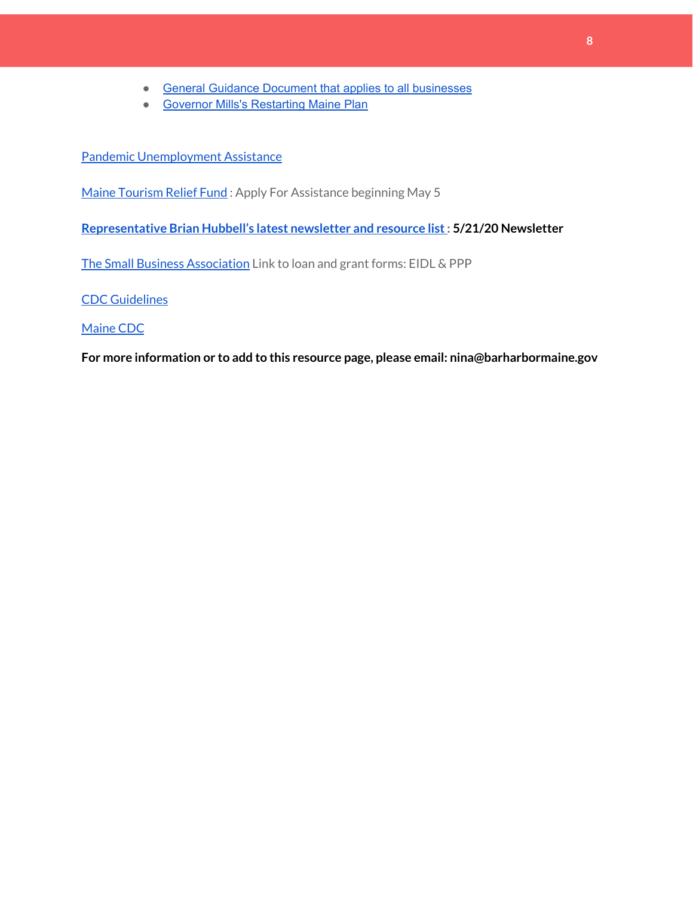- General Guidance Document that applies to all businesses
- Governor Mills's Restarting Maine Plan

Pandemic Unemployment Assistance

Maine Tourism Relief Fund : Apply For Assistance beginning May 5

**Representative Brian Hubbell's latest newsletter and resource list : 5/21/20 Newsletter**

The Small Business Association Link to loan and grant forms: EIDL & PPP

CDC Guidelines

Maine CDC

**For more information or to add to this resource page, please email: nina@barharbormaine.gov**